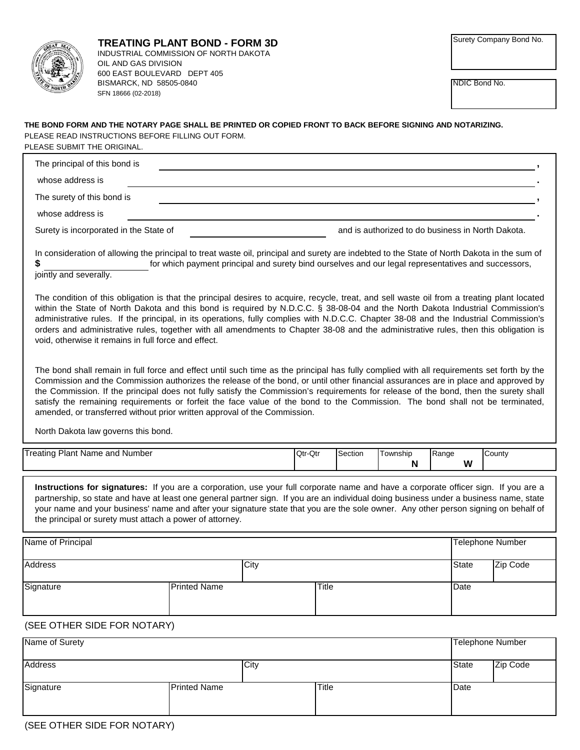# TREATING PLANT BOND - FORM 3D

INDUSTRIAL COMMISSION OF NORTH DAKOTA
OIL AND GAS DIVISION
600 EAST BOULEVARD DEPT 405
BISMARCK, ND 58505-0840
SFN 18666 (02-2018)

| Surety Company Bond No. |
|---|
| |

| NDIC Bond No. |
|---|
| |

**THE BOND FORM AND THE NOTARY PAGE SHALL BE PRINTED OR COPIED FRONT TO BACK BEFORE SIGNING AND NOTARIZING.**
PLEASE READ INSTRUCTIONS BEFORE FILLING OUT FORM.
PLEASE SUBMIT THE ORIGINAL.

The principal of this bond is ______________________________,

whose address is ______________________________.

The surety of this bond is ______________________________,

whose address is ______________________________.

Surety is incorporated in the State of ____________________ and is authorized to do business in North Dakota.

In consideration of allowing the principal to treat waste oil, principal and surety are indebted to the State of North Dakota in the sum of **$** ____________________ for which payment principal and surety bind ourselves and our legal representatives and successors, jointly and severally.

The condition of this obligation is that the principal desires to acquire, recycle, treat, and sell waste oil from a treating plant located within the State of North Dakota and this bond is required by N.D.C.C. § 38-08-04 and the North Dakota Industrial Commission's administrative rules. If the principal, in its operations, fully complies with N.D.C.C. Chapter 38-08 and the Industrial Commission's orders and administrative rules, together with all amendments to Chapter 38-08 and the administrative rules, then this obligation is void, otherwise it remains in full force and effect.

The bond shall remain in full force and effect until such time as the principal has fully complied with all requirements set forth by the Commission and the Commission authorizes the release of the bond, or until other financial assurances are in place and approved by the Commission. If the principal does not fully satisfy the Commission's requirements for release of the bond, then the surety shall satisfy the remaining requirements or forfeit the face value of the bond to the Commission. The bond shall not be terminated, amended, or transferred without prior written approval of the Commission.

North Dakota law governs this bond.

| Treating Plant Name and Number | Qtr-Qtr | Section | Township | Range | County |
|---|---|---|---|---|---|
| | | | N | W | |

**Instructions for signatures:** If you are a corporation, use your full corporate name and have a corporate officer sign. If you are a partnership, so state and have at least one general partner sign. If you are an individual doing business under a business name, state your name and your business' name and after your signature state that you are the sole owner. Any other person signing on behalf of the principal or surety must attach a power of attorney.

| Name of Principal | | | Telephone Number | |
|---|---|---|---|---|
| **Address** | **City** | | **State** | **Zip Code** |
| | | | | |
| **Signature** | **Printed Name** | **Title** | **Date** | |
| | | | | |

(SEE OTHER SIDE FOR NOTARY)

| Name of Surety | | | Telephone Number | |
|---|---|---|---|---|
| **Address** | **City** | | **State** | **Zip Code** |
| | | | | |
| **Signature** | **Printed Name** | **Title** | **Date** | |
| | | | | |

(SEE OTHER SIDE FOR NOTARY)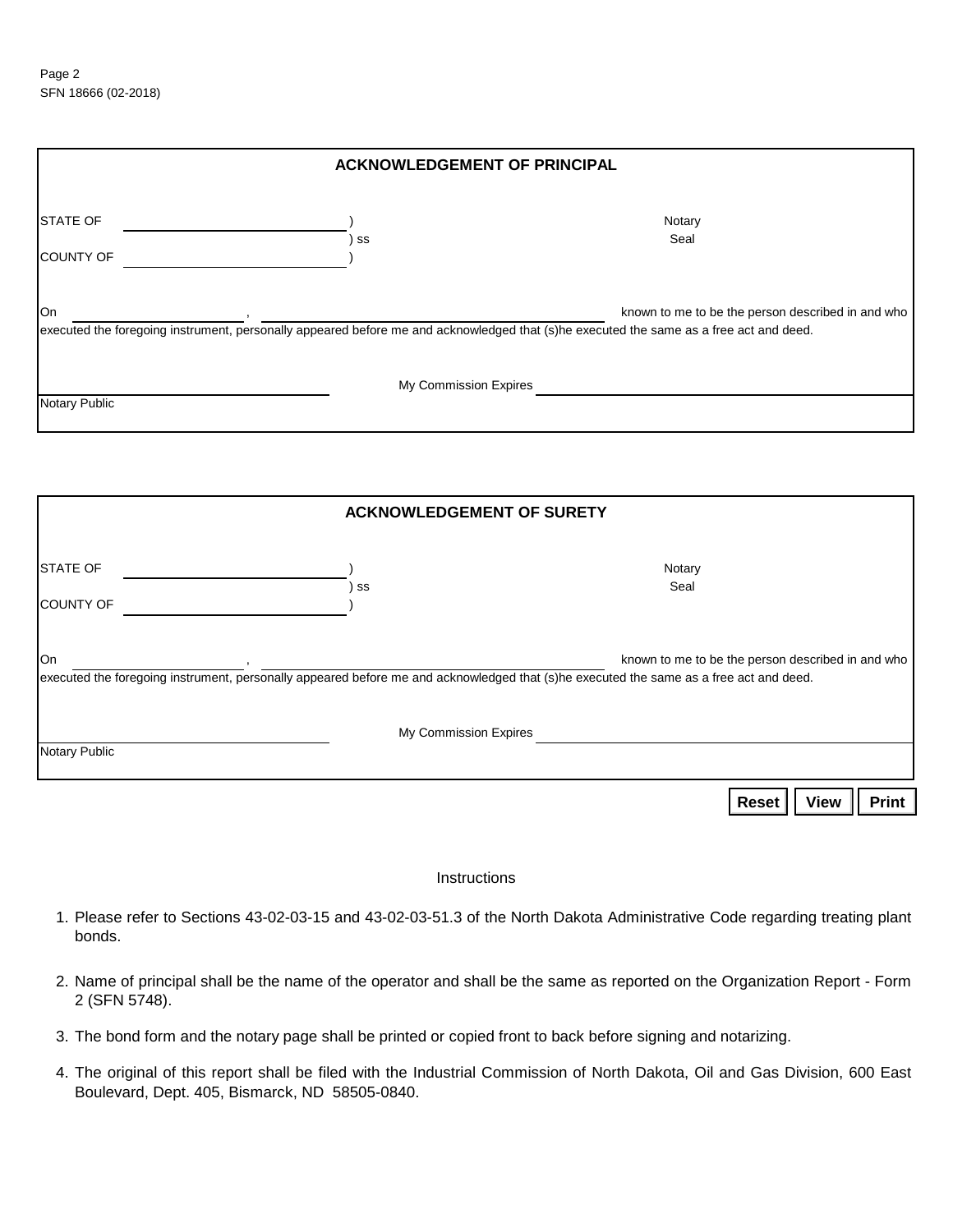SFN 18666 (02-2018)

## ACKNOWLEDGEMENT OF PRINCIPAL

STATE OF \_\_\_\_\_\_\_\_\_\_\_\_\_\_\_\_\_\_\_\_ )
) ss
COUNTY OF \_\_\_\_\_\_\_\_\_\_\_\_\_\_\_\_\_\_\_\_ )

Notary
Seal

On \_\_\_\_\_\_\_\_\_\_\_\_\_\_\_\_, \_\_\_\_\_\_\_\_\_\_\_\_\_\_\_\_\_\_\_\_\_\_\_\_\_\_\_\_ known to me to be the person described in and who executed the foregoing instrument, personally appeared before me and acknowledged that (s)he executed the same as a free act and deed.

\_\_\_\_\_\_\_\_\_\_\_\_\_\_\_\_\_\_\_\_\_\_\_\_\_\_\_\_ My Commission Expires \_\_\_\_\_\_\_\_\_\_\_\_\_\_\_\_\_\_\_\_\_\_\_\_\_\_\_\_
Notary Public

## ACKNOWLEDGEMENT OF SURETY

STATE OF \_\_\_\_\_\_\_\_\_\_\_\_\_\_\_\_\_\_\_\_ )
) ss
COUNTY OF \_\_\_\_\_\_\_\_\_\_\_\_\_\_\_\_\_\_\_\_ )

Notary
Seal

On \_\_\_\_\_\_\_\_\_\_\_\_\_\_\_\_, \_\_\_\_\_\_\_\_\_\_\_\_\_\_\_\_\_\_\_\_\_\_\_\_\_\_\_\_ known to me to be the person described in and who executed the foregoing instrument, personally appeared before me and acknowledged that (s)he executed the same as a free act and deed.

\_\_\_\_\_\_\_\_\_\_\_\_\_\_\_\_\_\_\_\_\_\_\_\_\_\_\_\_ My Commission Expires \_\_\_\_\_\_\_\_\_\_\_\_\_\_\_\_\_\_\_\_\_\_\_\_\_\_\_\_
Notary Public

**Reset** **View** **Print**

### Instructions

1. Please refer to Sections 43-02-03-15 and 43-02-03-51.3 of the North Dakota Administrative Code regarding treating plant bonds.
2. Name of principal shall be the name of the operator and shall be the same as reported on the Organization Report - Form 2 (SFN 5748).
3. The bond form and the notary page shall be printed or copied front to back before signing and notarizing.
4. The original of this report shall be filed with the Industrial Commission of North Dakota, Oil and Gas Division, 600 East Boulevard, Dept. 405, Bismarck, ND 58505-0840.